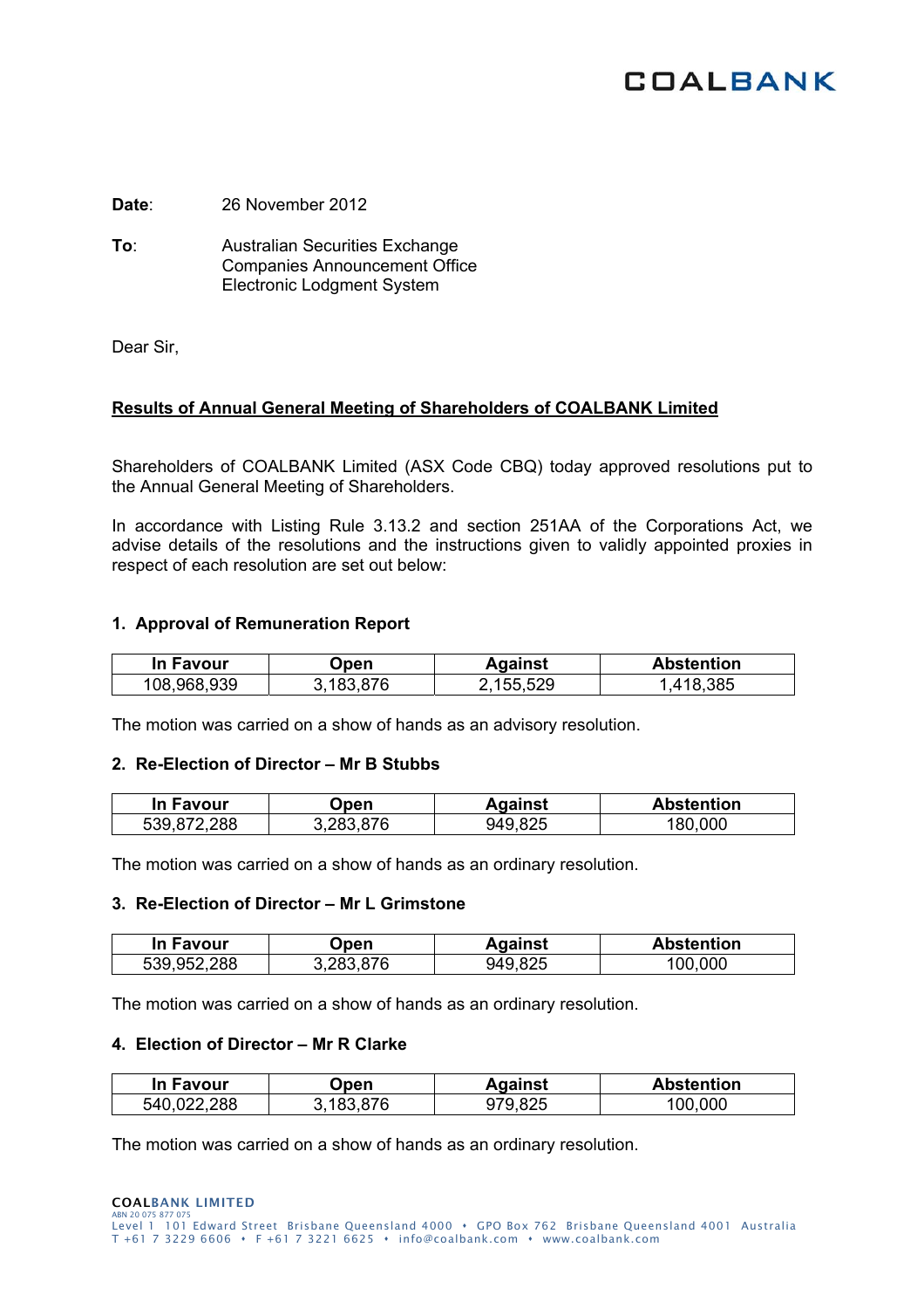COALBANK

**Date**: 26 November 2012

**To**: Australian Securities Exchange
Companies Announcement Office
Electronic Lodgment System

Dear Sir,

**Results of Annual General Meeting of Shareholders of COALBANK Limited**

Shareholders of COALBANK Limited (ASX Code CBQ) today approved resolutions put to the Annual General Meeting of Shareholders.

In accordance with Listing Rule 3.13.2 and section 251AA of the Corporations Act, we advise details of the resolutions and the instructions given to validly appointed proxies in respect of each resolution are set out below:

### 1. Approval of Remuneration Report

| In Favour | Open | Against | Abstention |
|---|---|---|---|
| 108,968,939 | 3,183,876 | 2,155,529 | 1,418,385 |

The motion was carried on a show of hands as an advisory resolution.

### 2. Re-Election of Director – Mr B Stubbs

| In Favour | Open | Against | Abstention |
|---|---|---|---|
| 539,872,288 | 3,283,876 | 949,825 | 180,000 |

The motion was carried on a show of hands as an ordinary resolution.

### 3. Re-Election of Director – Mr L Grimstone

| In Favour | Open | Against | Abstention |
|---|---|---|---|
| 539,952,288 | 3,283,876 | 949,825 | 100,000 |

The motion was carried on a show of hands as an ordinary resolution.

### 4. Election of Director – Mr R Clarke

| In Favour | Open | Against | Abstention |
|---|---|---|---|
| 540,022,288 | 3,183,876 | 979,825 | 100,000 |

The motion was carried on a show of hands as an ordinary resolution.

COALBANK LIMITED
ABN 20 075 877 075
Level 1 101 Edward Street Brisbane Queensland 4000 • GPO Box 762 Brisbane Queensland 4001 Australia
T +61 7 3229 6606 • F +61 7 3221 6625 • info@coalbank.com • www.coalbank.com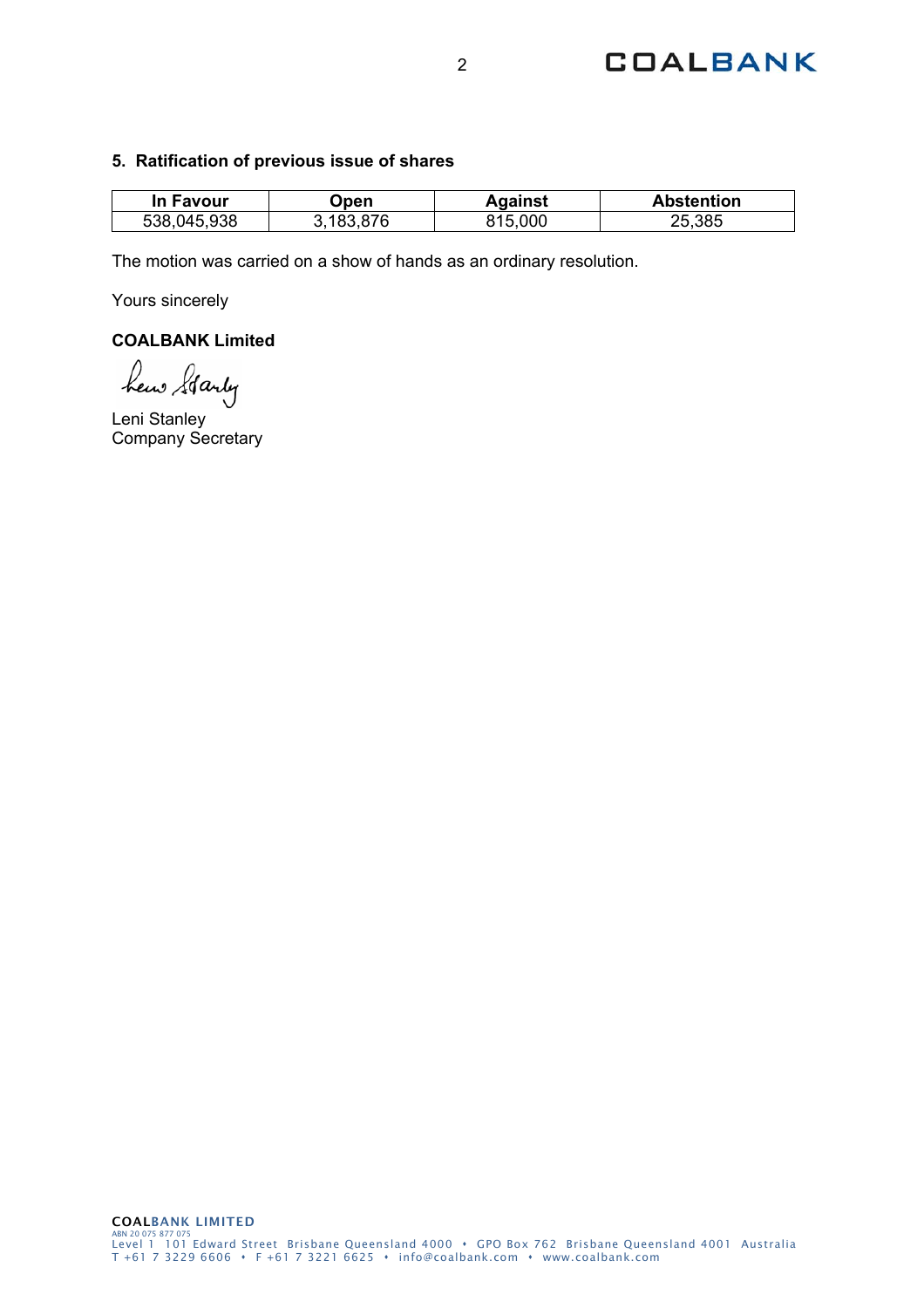### 5. Ratification of previous issue of shares

| In Favour | Open | Against | Abstention |
|---|---|---|---|
| 538,045,938 | 3,183,876 | 815,000 | 25,385 |

The motion was carried on a show of hands as an ordinary resolution.

Yours sincerely

**COALBANK Limited**

Leni Stanley
Company Secretary

COALBANK LIMITED
ABN 20 075 877 075
Level 1 101 Edward Street Brisbane Queensland 4000 • GPO Box 762 Brisbane Queensland 4001 Australia
T +61 7 3229 6606 • F +61 7 3221 6625 • info@coalbank.com • www.coalbank.com